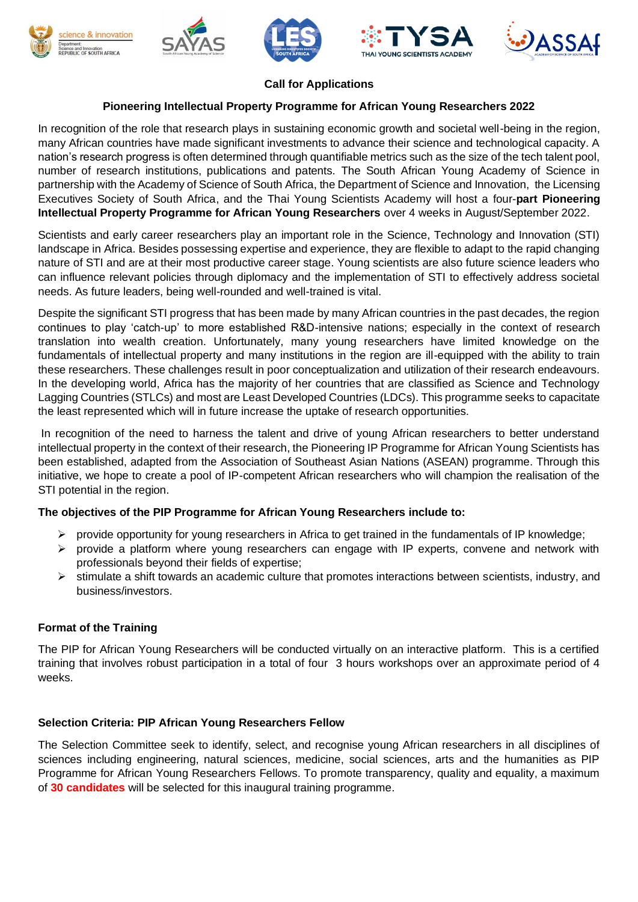## Call for Applications

### Pioneering Intellectual Property Programme for African Young Researchers 2022

In recognition of the role that research plays in sustaining economic growth and societal well-being in the region, many African countries have made significant investments to advance their science and technological capacity. A nation's research progress is often determined through quantifiable metrics such as the size of the tech talent pool, number of research institutions, publications and patents. The South African Young Academy of Science in partnership with the Academy of Science of South Africa, the Department of Science and Innovation, the Licensing Executives Society of South Africa, and the Thai Young Scientists Academy will host a four-**part Pioneering Intellectual Property Programme for African Young Researchers** over 4 weeks in August/September 2022.

Scientists and early career researchers play an important role in the Science, Technology and Innovation (STI) landscape in Africa. Besides possessing expertise and experience, they are flexible to adapt to the rapid changing nature of STI and are at their most productive career stage. Young scientists are also future science leaders who can influence relevant policies through diplomacy and the implementation of STI to effectively address societal needs. As future leaders, being well-rounded and well-trained is vital.

Despite the significant STI progress that has been made by many African countries in the past decades, the region continues to play 'catch-up' to more established R&D-intensive nations; especially in the context of research translation into wealth creation. Unfortunately, many young researchers have limited knowledge on the fundamentals of intellectual property and many institutions in the region are ill-equipped with the ability to train these researchers. These challenges result in poor conceptualization and utilization of their research endeavours. In the developing world, Africa has the majority of her countries that are classified as Science and Technology Lagging Countries (STLCs) and most are Least Developed Countries (LDCs). This programme seeks to capacitate the least represented which will in future increase the uptake of research opportunities.

In recognition of the need to harness the talent and drive of young African researchers to better understand intellectual property in the context of their research, the Pioneering IP Programme for African Young Scientists has been established, adapted from the Association of Southeast Asian Nations (ASEAN) programme. Through this initiative, we hope to create a pool of IP-competent African researchers who will champion the realisation of the STI potential in the region.

**The objectives of the PIP Programme for African Young Researchers include to:**

- provide opportunity for young researchers in Africa to get trained in the fundamentals of IP knowledge;
- provide a platform where young researchers can engage with IP experts, convene and network with professionals beyond their fields of expertise;
- stimulate a shift towards an academic culture that promotes interactions between scientists, industry, and business/investors.

#### Format of the Training

The PIP for African Young Researchers will be conducted virtually on an interactive platform. This is a certified training that involves robust participation in a total of four 3 hours workshops over an approximate period of 4 weeks.

#### Selection Criteria: PIP African Young Researchers Fellow

The Selection Committee seek to identify, select, and recognise young African researchers in all disciplines of sciences including engineering, natural sciences, medicine, social sciences, arts and the humanities as PIP Programme for African Young Researchers Fellows. To promote transparency, quality and equality, a maximum of **30 candidates** will be selected for this inaugural training programme.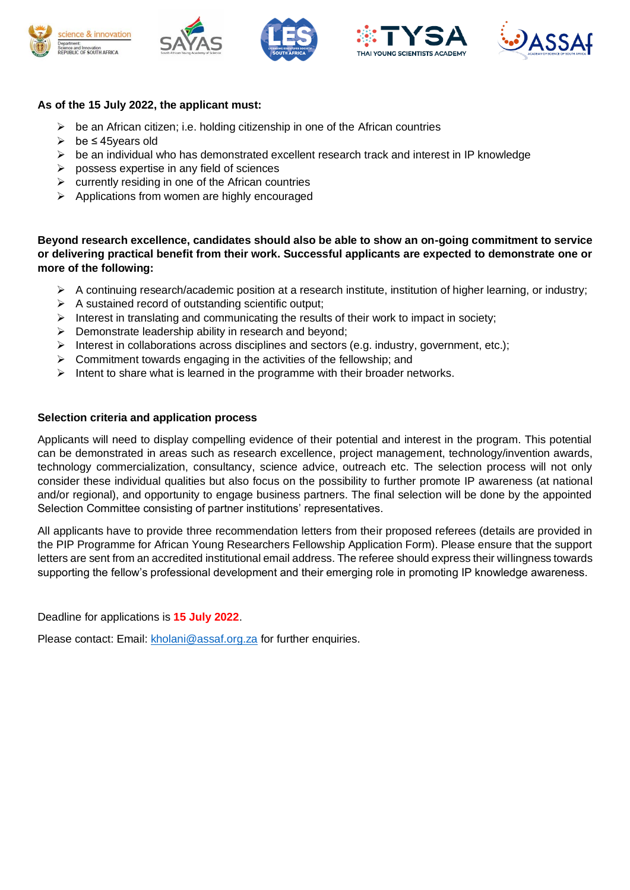**As of the 15 July 2022, the applicant must:**

- be an African citizen; i.e. holding citizenship in one of the African countries
- be ≤ 45years old
- be an individual who has demonstrated excellent research track and interest in IP knowledge
- possess expertise in any field of sciences
- currently residing in one of the African countries
- Applications from women are highly encouraged

**Beyond research excellence, candidates should also be able to show an on-going commitment to service or delivering practical benefit from their work. Successful applicants are expected to demonstrate one or more of the following:**

- A continuing research/academic position at a research institute, institution of higher learning, or industry;
- A sustained record of outstanding scientific output;
- Interest in translating and communicating the results of their work to impact in society;
- Demonstrate leadership ability in research and beyond;
- Interest in collaborations across disciplines and sectors (e.g. industry, government, etc.);
- Commitment towards engaging in the activities of the fellowship; and
- Intent to share what is learned in the programme with their broader networks.

**Selection criteria and application process**

Applicants will need to display compelling evidence of their potential and interest in the program. This potential can be demonstrated in areas such as research excellence, project management, technology/invention awards, technology commercialization, consultancy, science advice, outreach etc. The selection process will not only consider these individual qualities but also focus on the possibility to further promote IP awareness (at national and/or regional), and opportunity to engage business partners. The final selection will be done by the appointed Selection Committee consisting of partner institutions' representatives.

All applicants have to provide three recommendation letters from their proposed referees (details are provided in the PIP Programme for African Young Researchers Fellowship Application Form). Please ensure that the support letters are sent from an accredited institutional email address. The referee should express their willingness towards supporting the fellow's professional development and their emerging role in promoting IP knowledge awareness.

Deadline for applications is **15 July 2022**.

Please contact: Email: kholani@assaf.org.za for further enquiries.